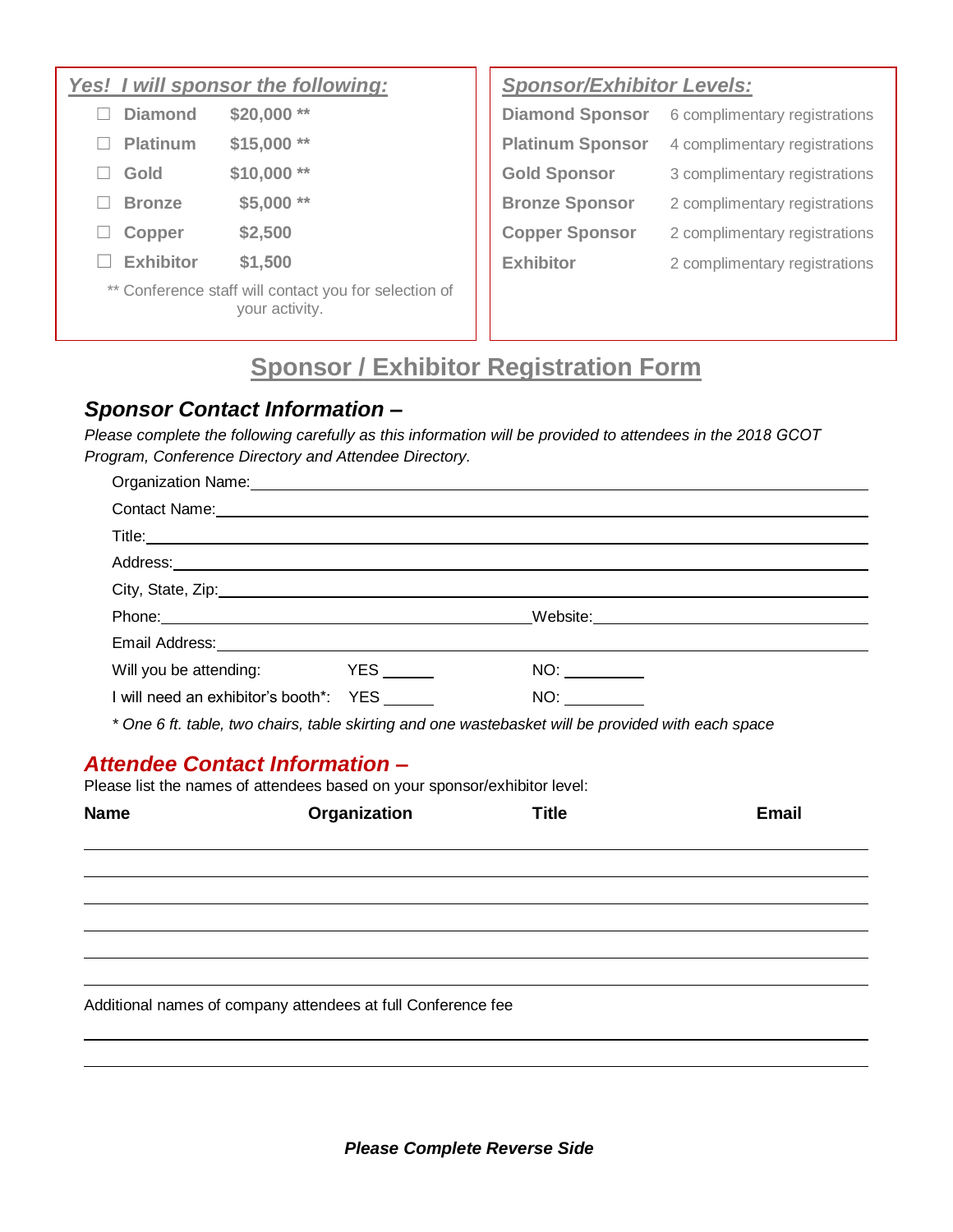### *Yes! I will sponsor the following:*

- ☐ Diamond $20,000 **
- ☐ Platinum $15,000 **
- ☐ Gold $10,000 **
- ☐ Bronze $5,000 **
- ☐ Copper $2,500
- ☐ Exhibitor $1,500

** Conference staff will contact you for selection of your activity.

### *Sponsor/Exhibitor Levels:*

| Level | Registrations |
|---|---|
| **Diamond Sponsor** | 6 complimentary registrations |
| **Platinum Sponsor** | 4 complimentary registrations |
| **Gold Sponsor** | 3 complimentary registrations |
| **Bronze Sponsor** | 2 complimentary registrations |
| **Copper Sponsor** | 2 complimentary registrations |
| **Exhibitor** | 2 complimentary registrations |

# Sponsor / Exhibitor Registration Form

## *Sponsor Contact Information –*

*Please complete the following carefully as this information will be provided to attendees in the 2018 GCOT Program, Conference Directory and Attendee Directory.*

Organization Name: ______________________________

Contact Name: ______________________________

Title: ______________________________

Address: ______________________________

City, State, Zip: ______________________________

Phone: ____________________ Website: ____________________

Email Address: ______________________________

Will you be attending: YES ______ NO: ________

I will need an exhibitor's booth*: YES ______ NO: ________

*\* One 6 ft. table, two chairs, table skirting and one wastebasket will be provided with each space*

## *Attendee Contact Information –*

Please list the names of attendees based on your sponsor/exhibitor level:

| Name | Organization | Title | Email |
|---|---|---|---|
| | | | |
| | | | |
| | | | |
| | | | |
| | | | |
| | | | |

Additional names of company attendees at full Conference fee

______________________________

______________________________

***Please Complete Reverse Side***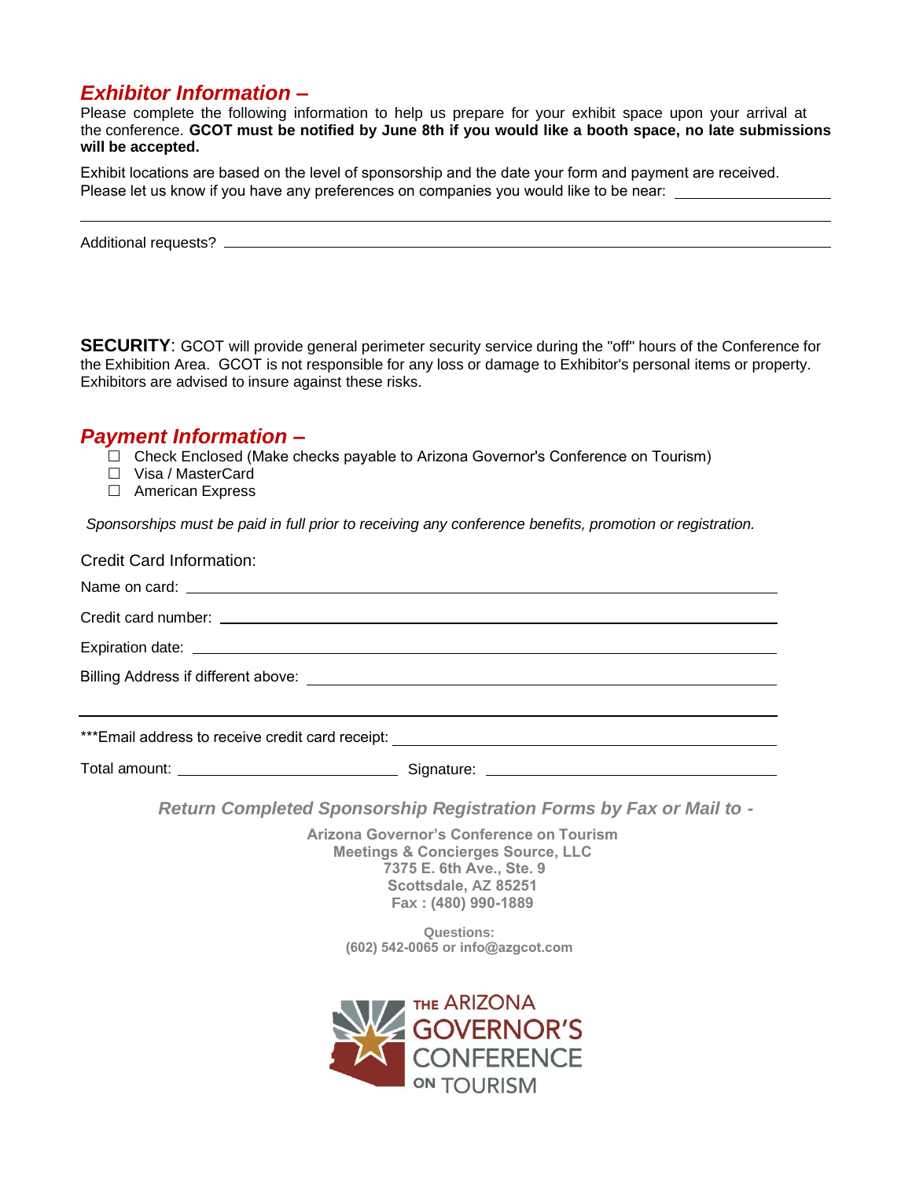## *Exhibitor Information –*

Please complete the following information to help us prepare for your exhibit space upon your arrival at the conference. **GCOT must be notified by June 8th if you would like a booth space, no late submissions will be accepted.**

Exhibit locations are based on the level of sponsorship and the date your form and payment are received. Please let us know if you have any preferences on companies you would like to be near: ____________________

______________________________________________________________________________

Additional requests? ______________________________________________________________

**SECURITY**: GCOT will provide general perimeter security service during the "off" hours of the Conference for the Exhibition Area. GCOT is not responsible for any loss or damage to Exhibitor's personal items or property. Exhibitors are advised to insure against these risks.

## *Payment Information –*

- ☐ Check Enclosed (Make checks payable to Arizona Governor's Conference on Tourism)
- ☐ Visa / MasterCard
- ☐ American Express

*Sponsorships must be paid in full prior to receiving any conference benefits, promotion or registration.*

Credit Card Information:

Name on card: ______________________________________________________________

Credit card number: __________________________________________________________

Expiration date: _____________________________________________________________

Billing Address if different above: _______________________________________________

______________________________________________________________________________

***Email address to receive credit card receipt: _____________________________________

Total amount: ______________________ Signature: ______________________________

***Return Completed Sponsorship Registration Forms by Fax or Mail to -***

**Arizona Governor's Conference on Tourism**
**Meetings & Concierges Source, LLC**
**7375 E. 6th Ave., Ste. 9**
**Scottsdale, AZ 85251**
**Fax : (480) 990-1889**

**Questions:**
**(602) 542-0065 or info@azgcot.com**

THE ARIZONA GOVERNOR'S CONFERENCE ON TOURISM